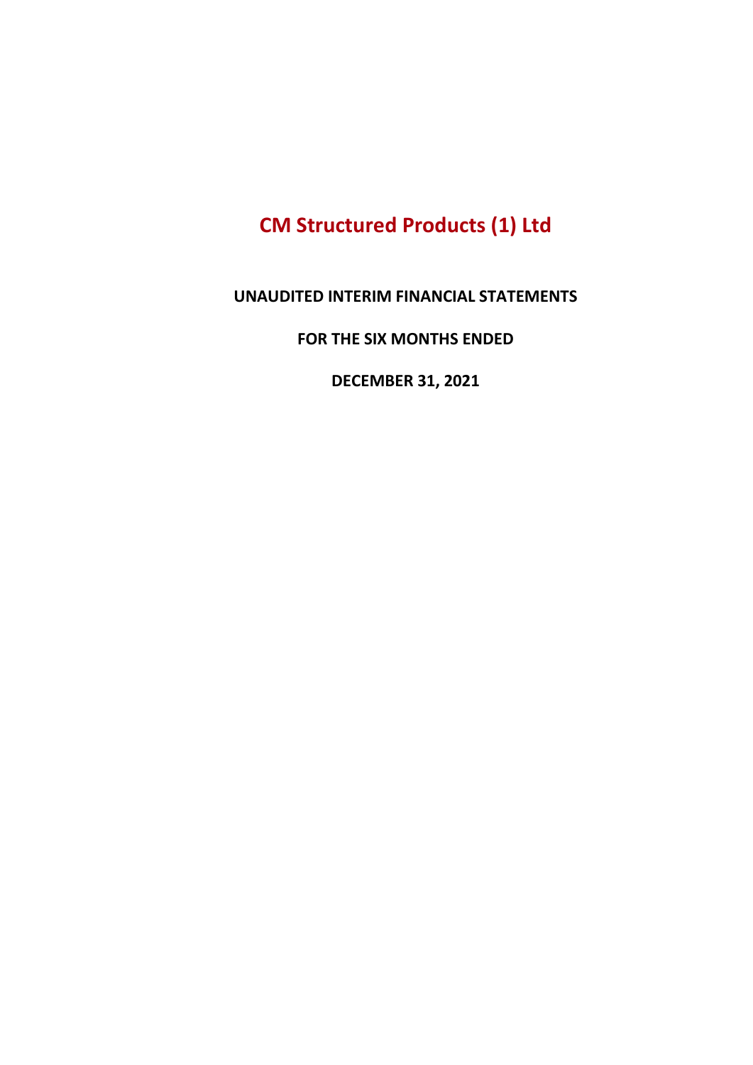# CM Structured Products (1) Ltd

**UNAUDITED INTERIM FINANCIAL STATEMENTS**

**FOR THE SIX MONTHS ENDED**

**DECEMBER 31, 2021**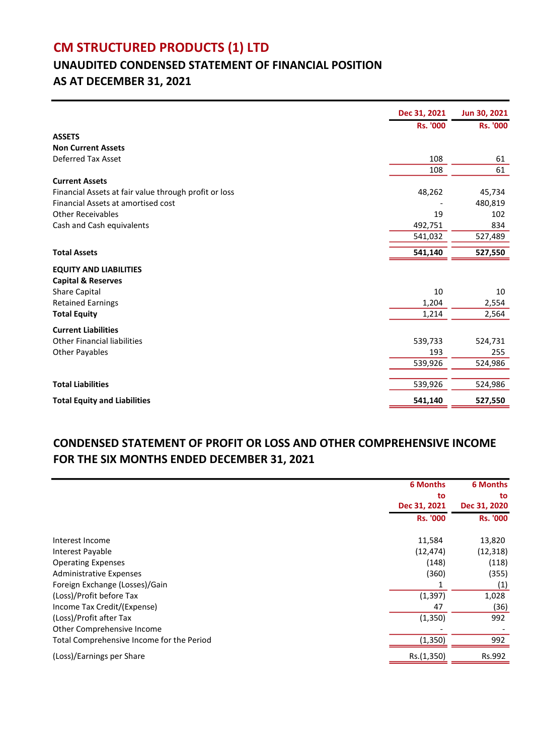# CM STRUCTURED PRODUCTS (1) LTD

## UNAUDITED CONDENSED STATEMENT OF FINANCIAL POSITION
## AS AT DECEMBER 31, 2021

| | Dec 31, 2021 | Jun 30, 2021 |
|---|---|---|
| | Rs. '000 | Rs. '000 |
| **ASSETS** | | |
| **Non Current Assets** | | |
| Deferred Tax Asset | 108 | 61 |
| | 108 | 61 |
| **Current Assets** | | |
| Financial Assets at fair value through profit or loss | 48,262 | 45,734 |
| Financial Assets at amortised cost | - | 480,819 |
| Other Receivables | 19 | 102 |
| Cash and Cash equivalents | 492,751 | 834 |
| | 541,032 | 527,489 |
| **Total Assets** | **541,140** | **527,550** |
| **EQUITY AND LIABILITIES** | | |
| **Capital & Reserves** | | |
| Share Capital | 10 | 10 |
| Retained Earnings | 1,204 | 2,554 |
| **Total Equity** | 1,214 | 2,564 |
| **Current Liabilities** | | |
| Other Financial liabilities | 539,733 | 524,731 |
| Other Payables | 193 | 255 |
| | 539,926 | 524,986 |
| **Total Liabilities** | 539,926 | 524,986 |
| **Total Equity and Liabilities** | **541,140** | **527,550** |

## CONDENSED STATEMENT OF PROFIT OR LOSS AND OTHER COMPREHENSIVE INCOME
## FOR THE SIX MONTHS ENDED DECEMBER 31, 2021

| | 6 Months to Dec 31, 2021 | 6 Months to Dec 31, 2020 |
|---|---|---|
| | Rs. '000 | Rs. '000 |
| Interest Income | 11,584 | 13,820 |
| Interest Payable | (12,474) | (12,318) |
| Operating Expenses | (148) | (118) |
| Administrative Expenses | (360) | (355) |
| Foreign Exchange (Losses)/Gain | 1 | (1) |
| (Loss)/Profit before Tax | (1,397) | 1,028 |
| Income Tax Credit/(Expense) | 47 | (36) |
| (Loss)/Profit after Tax | (1,350) | 992 |
| Other Comprehensive Income | - | - |
| Total Comprehensive Income for the Period | (1,350) | 992 |
| (Loss)/Earnings per Share | Rs.(1,350) | Rs.992 |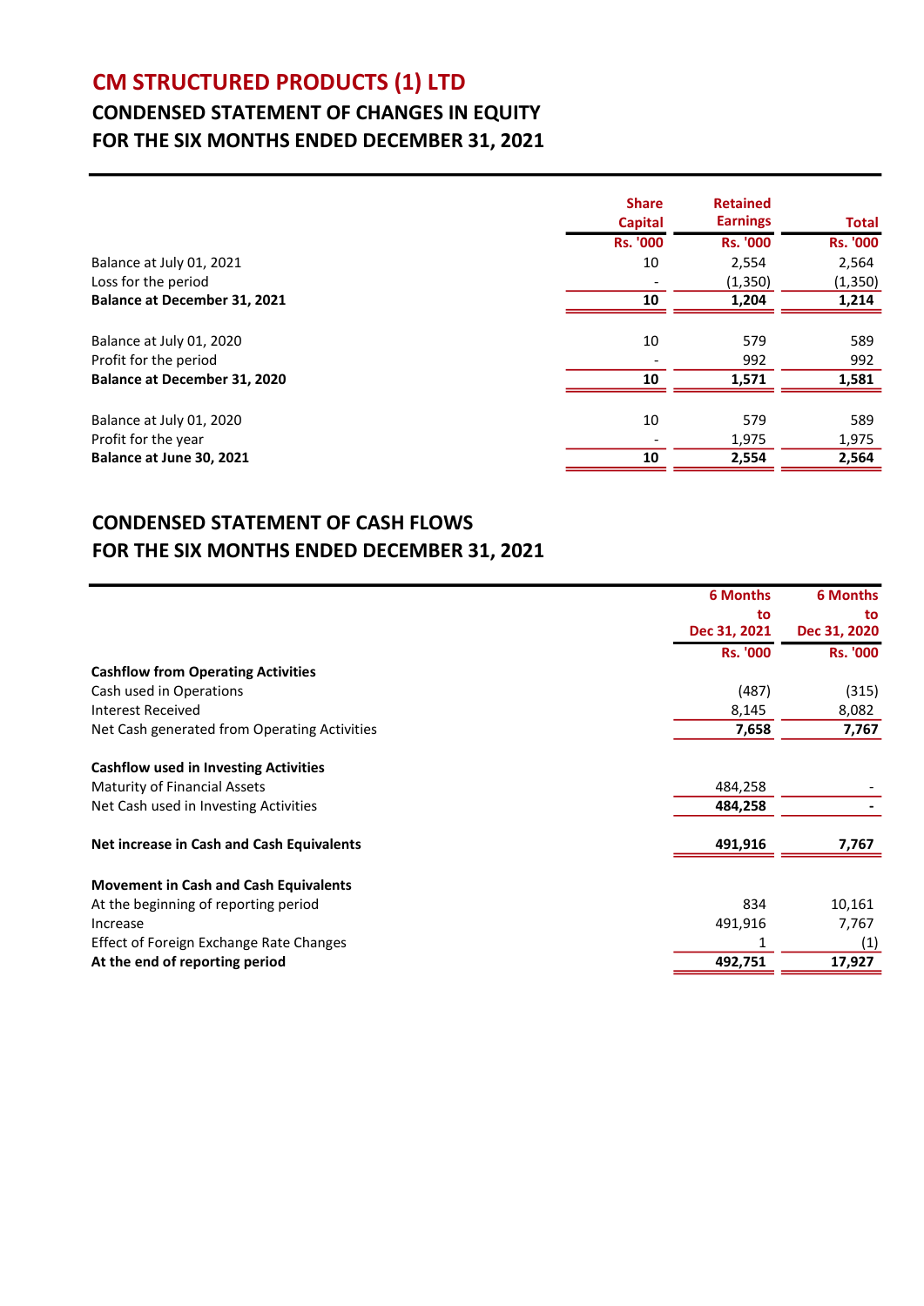# CM STRUCTURED PRODUCTS (1) LTD

## CONDENSED STATEMENT OF CHANGES IN EQUITY
## FOR THE SIX MONTHS ENDED DECEMBER 31, 2021

| | Share Capital | Retained Earnings | Total |
|---|---|---|---|
| | Rs. '000 | Rs. '000 | Rs. '000 |
| Balance at July 01, 2021 | 10 | 2,554 | 2,564 |
| Loss for the period | - | (1,350) | (1,350) |
| **Balance at December 31, 2021** | **10** | **1,204** | **1,214** |
| | | | |
| Balance at July 01, 2020 | 10 | 579 | 589 |
| Profit for the period | - | 992 | 992 |
| **Balance at December 31, 2020** | **10** | **1,571** | **1,581** |
| | | | |
| Balance at July 01, 2020 | 10 | 579 | 589 |
| Profit for the year | - | 1,975 | 1,975 |
| **Balance at June 30, 2021** | **10** | **2,554** | **2,564** |

## CONDENSED STATEMENT OF CASH FLOWS
## FOR THE SIX MONTHS ENDED DECEMBER 31, 2021

| | 6 Months to Dec 31, 2021 | 6 Months to Dec 31, 2020 |
|---|---|---|
| | Rs. '000 | Rs. '000 |
| **Cashflow from Operating Activities** | | |
| Cash used in Operations | (487) | (315) |
| Interest Received | 8,145 | 8,082 |
| Net Cash generated from Operating Activities | **7,658** | **7,767** |
| | | |
| **Cashflow used in Investing Activities** | | |
| Maturity of Financial Assets | 484,258 | - |
| Net Cash used in Investing Activities | **484,258** | **-** |
| | | |
| **Net increase in Cash and Cash Equivalents** | **491,916** | **7,767** |
| | | |
| **Movement in Cash and Cash Equivalents** | | |
| At the beginning of reporting period | 834 | 10,161 |
| Increase | 491,916 | 7,767 |
| Effect of Foreign Exchange Rate Changes | 1 | (1) |
| **At the end of reporting period** | **492,751** | **17,927** |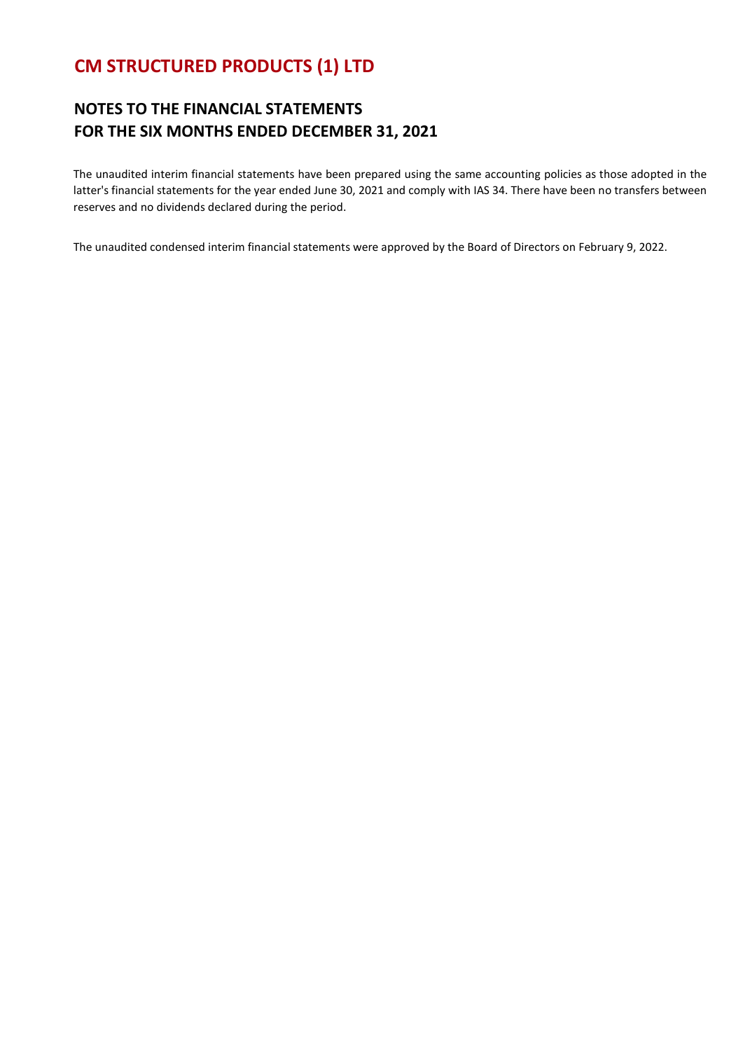# CM STRUCTURED PRODUCTS (1) LTD

## NOTES TO THE FINANCIAL STATEMENTS
## FOR THE SIX MONTHS ENDED DECEMBER 31, 2021

The unaudited interim financial statements have been prepared using the same accounting policies as those adopted in the latter's financial statements for the year ended June 30, 2021 and comply with IAS 34. There have been no transfers between reserves and no dividends declared during the period.

The unaudited condensed interim financial statements were approved by the Board of Directors on February 9, 2022.